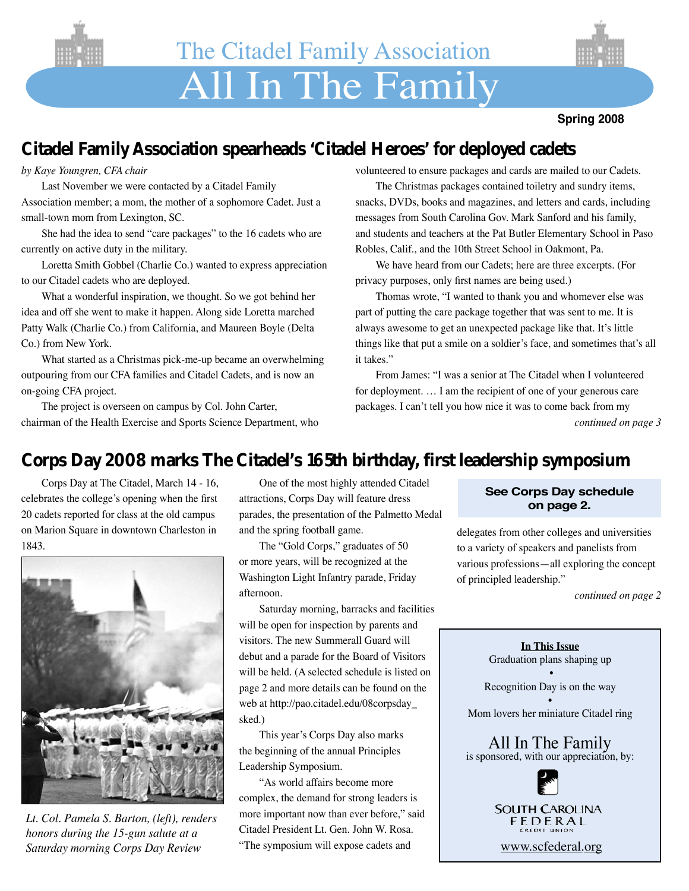# The Citadel Family Association

# All In The Family

**Spring 2008**

## Citadel Family Association spearheads 'Citadel Heroes' for deployed cadets

*by Kaye Youngren, CFA chair*

Last November we were contacted by a Citadel Family Association member; a mom, the mother of a sophomore Cadet. Just a small-town mom from Lexington, SC.

She had the idea to send "care packages" to the 16 cadets who are currently on active duty in the military.

Loretta Smith Gobbel (Charlie Co.) wanted to express appreciation to our Citadel cadets who are deployed.

What a wonderful inspiration, we thought. So we got behind her idea and off she went to make it happen. Along side Loretta marched Patty Walk (Charlie Co.) from California, and Maureen Boyle (Delta Co.) from New York.

What started as a Christmas pick-me-up became an overwhelming outpouring from our CFA families and Citadel Cadets, and is now an on-going CFA project.

The project is overseen on campus by Col. John Carter, chairman of the Health Exercise and Sports Science Department, who volunteered to ensure packages and cards are mailed to our Cadets.

The Christmas packages contained toiletry and sundry items, snacks, DVDs, books and magazines, and letters and cards, including messages from South Carolina Gov. Mark Sanford and his family, and students and teachers at the Pat Butler Elementary School in Paso Robles, Calif., and the 10th Street School in Oakmont, Pa.

We have heard from our Cadets; here are three excerpts. (For privacy purposes, only first names are being used.)

Thomas wrote, "I wanted to thank you and whomever else was part of putting the care package together that was sent to me. It is always awesome to get an unexpected package like that. It's little things like that put a smile on a soldier's face, and sometimes that's all it takes."

From James: "I was a senior at The Citadel when I volunteered for deployment. … I am the recipient of one of your generous care packages. I can't tell you how nice it was to come back from my

*continued on page 3*

## Corps Day 2008 marks The Citadel's 165th birthday, first leadership symposium

Corps Day at The Citadel, March 14 - 16, celebrates the college's opening when the first 20 cadets reported for class at the old campus on Marion Square in downtown Charleston in 1843.

*Lt. Col. Pamela S. Barton, (left), renders honors during the 15-gun salute at a Saturday morning Corps Day Review*

One of the most highly attended Citadel attractions, Corps Day will feature dress parades, the presentation of the Palmetto Medal and the spring football game.

The "Gold Corps," graduates of 50 or more years, will be recognized at the Washington Light Infantry parade, Friday afternoon.

Saturday morning, barracks and facilities will be open for inspection by parents and visitors. The new Summerall Guard will debut and a parade for the Board of Visitors will be held. (A selected schedule is listed on page 2 and more details can be found on the web at http://pao.citadel.edu/08corpsday_sked.)

This year's Corps Day also marks the beginning of the annual Principles Leadership Symposium.

"As world affairs become more complex, the need for strong leaders is more important now than ever before," said Citadel President Lt. Gen. John W. Rosa. "The symposium will expose cadets and delegates from other colleges and universities to a variety of speakers and panelists from various professions—all exploring the concept of principled leadership."

*continued on page 2*

**See Corps Day schedule on page 2.**

**In This Issue**

Graduation plans shaping up

•

Recognition Day is on the way

•

Mom lovers her miniature Citadel ring

All In The Family is sponsored, with our appreciation, by:

SOUTH CAROLINA FEDERAL CREDIT UNION

www.scfederal.org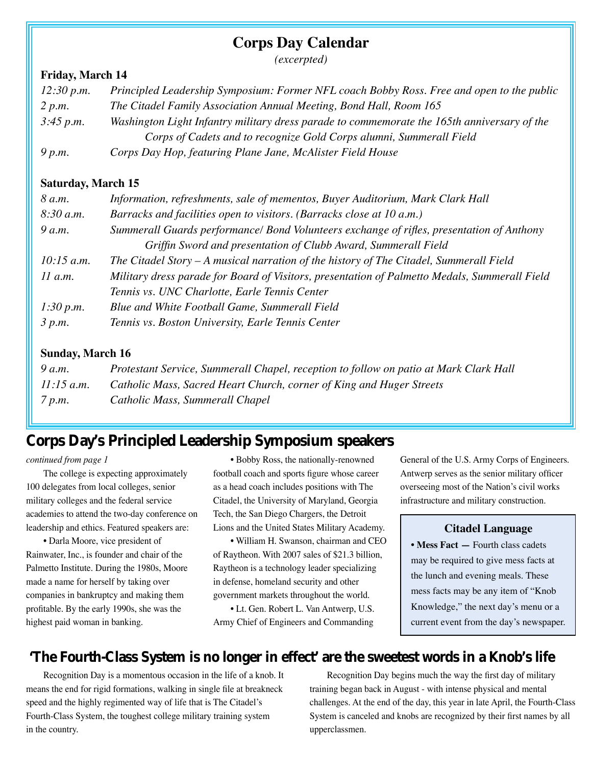## Corps Day Calendar

*(excerpted)*

### Friday, March 14

| | |
|---|---|
| *12:30 p.m.* | *Principled Leadership Symposium: Former NFL coach Bobby Ross. Free and open to the public* |
| *2 p.m.* | *The Citadel Family Association Annual Meeting, Bond Hall, Room 165* |
| *3:45 p.m.* | *Washington Light Infantry military dress parade to commemorate the 165th anniversary of the Corps of Cadets and to recognize Gold Corps alumni, Summerall Field* |
| *9 p.m.* | *Corps Day Hop, featuring Plane Jane, McAlister Field House* |

### Saturday, March 15

| | |
|---|---|
| *8 a.m.* | *Information, refreshments, sale of mementos, Buyer Auditorium, Mark Clark Hall* |
| *8:30 a.m.* | *Barracks and facilities open to visitors. (Barracks close at 10 a.m.)* |
| *9 a.m.* | *Summerall Guards performance/ Bond Volunteers exchange of rifles, presentation of Anthony Griffin Sword and presentation of Clubb Award, Summerall Field* |
| *10:15 a.m.* | *The Citadel Story – A musical narration of the history of The Citadel, Summerall Field* |
| *11 a.m.* | *Military dress parade for Board of Visitors, presentation of Palmetto Medals, Summerall Field* |
| | *Tennis vs. UNC Charlotte, Earle Tennis Center* |
| *1:30 p.m.* | *Blue and White Football Game, Summerall Field* |
| *3 p.m.* | *Tennis vs. Boston University, Earle Tennis Center* |

### Sunday, March 16

| | |
|---|---|
| *9 a.m.* | *Protestant Service, Summerall Chapel, reception to follow on patio at Mark Clark Hall* |
| *11:15 a.m.* | *Catholic Mass, Sacred Heart Church, corner of King and Huger Streets* |
| *7 p.m.* | *Catholic Mass, Summerall Chapel* |

## Corps Day's Principled Leadership Symposium speakers

*continued from page 1*

The college is expecting approximately 100 delegates from local colleges, senior military colleges and the federal service academies to attend the two-day conference on leadership and ethics. Featured speakers are:

- Darla Moore, vice president of Rainwater, Inc., is founder and chair of the Palmetto Institute. During the 1980s, Moore made a name for herself by taking over companies in bankruptcy and making them profitable. By the early 1990s, she was the highest paid woman in banking.
- Bobby Ross, the nationally-renowned football coach and sports figure whose career as a head coach includes positions with The Citadel, the University of Maryland, Georgia Tech, the San Diego Chargers, the Detroit Lions and the United States Military Academy.
- William H. Swanson, chairman and CEO of Raytheon. With 2007 sales of $21.3 billion, Raytheon is a technology leader specializing in defense, homeland security and other government markets throughout the world.
- Lt. Gen. Robert L. Van Antwerp, U.S. Army Chief of Engineers and Commanding General of the U.S. Army Corps of Engineers. Antwerp serves as the senior military officer overseeing most of the Nation's civil works infrastructure and military construction.

### Citadel Language

- **Mess Fact —** Fourth class cadets may be required to give mess facts at the lunch and evening meals. These mess facts may be any item of "Knob Knowledge," the next day's menu or a current event from the day's newspaper.

## 'The Fourth-Class System is no longer in effect' are the sweetest words in a Knob's life

Recognition Day is a momentous occasion in the life of a knob. It means the end for rigid formations, walking in single file at breakneck speed and the highly regimented way of life that is The Citadel's Fourth-Class System, the toughest college military training system in the country.

Recognition Day begins much the way the first day of military training began back in August - with intense physical and mental challenges. At the end of the day, this year in late April, the Fourth-Class System is canceled and knobs are recognized by their first names by all upperclassmen.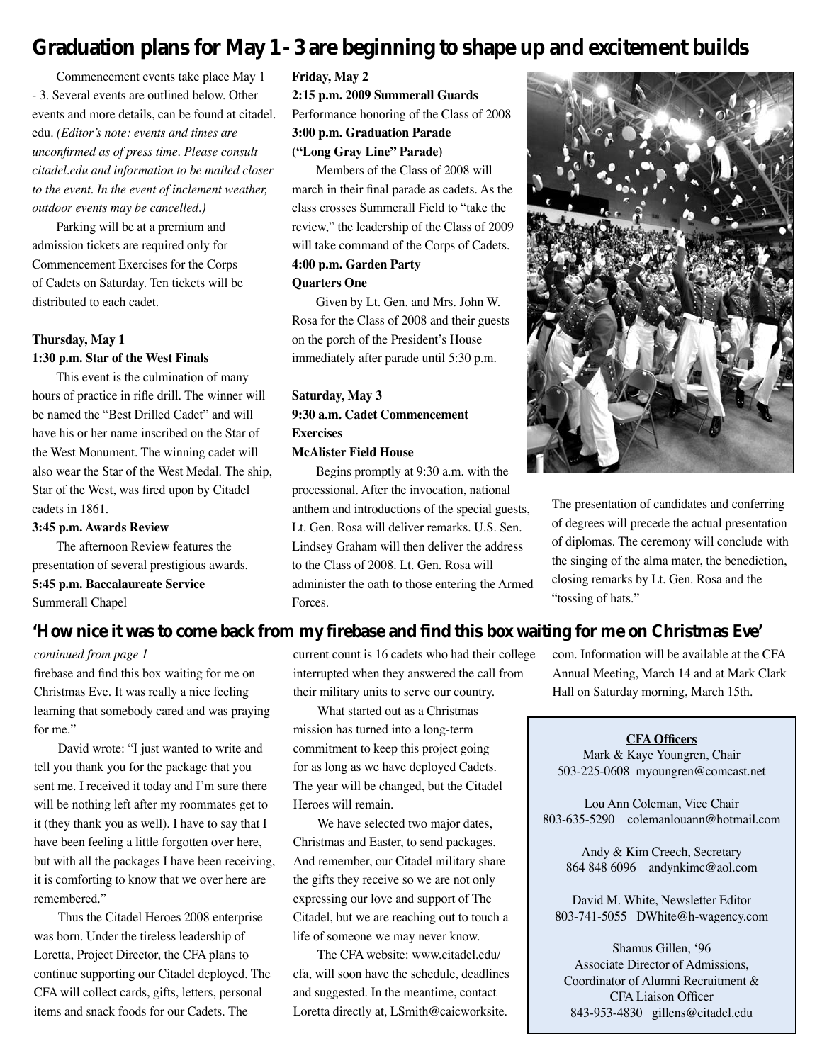## Graduation plans for May 1 - 3 are beginning to shape up and excitement builds

Commencement events take place May 1 - 3. Several events are outlined below. Other events and more details, can be found at citadel.edu. *(Editor's note: events and times are unconfirmed as of press time. Please consult citadel.edu and information to be mailed closer to the event. In the event of inclement weather, outdoor events may be cancelled.)*

Parking will be at a premium and admission tickets are required only for Commencement Exercises for the Corps of Cadets on Saturday. Ten tickets will be distributed to each cadet.

**Thursday, May 1**

**1:30 p.m. Star of the West Finals**

This event is the culmination of many hours of practice in rifle drill. The winner will be named the "Best Drilled Cadet" and will have his or her name inscribed on the Star of the West Monument. The winning cadet will also wear the Star of the West Medal. The ship, Star of the West, was fired upon by Citadel cadets in 1861.

**3:45 p.m. Awards Review**

The afternoon Review features the presentation of several prestigious awards.

**5:45 p.m. Baccalaureate Service**
Summerall Chapel

**Friday, May 2**

**2:15 p.m. 2009 Summerall Guards**
Performance honoring of the Class of 2008

**3:00 p.m. Graduation Parade ("Long Gray Line" Parade)**

Members of the Class of 2008 will march in their final parade as cadets. As the class crosses Summerall Field to "take the review," the leadership of the Class of 2009 will take command of the Corps of Cadets.

**4:00 p.m. Garden Party**
**Quarters One**

Given by Lt. Gen. and Mrs. John W. Rosa for the Class of 2008 and their guests on the porch of the President's House immediately after parade until 5:30 p.m.

**Saturday, May 3**

**9:30 a.m. Cadet Commencement Exercises**
**McAlister Field House**

Begins promptly at 9:30 a.m. with the processional. After the invocation, national anthem and introductions of the special guests, Lt. Gen. Rosa will deliver remarks. U.S. Sen. Lindsey Graham will then deliver the address to the Class of 2008. Lt. Gen. Rosa will administer the oath to those entering the Armed Forces.

The presentation of candidates and conferring of degrees will precede the actual presentation of diplomas. The ceremony will conclude with the singing of the alma mater, the benediction, closing remarks by Lt. Gen. Rosa and the "tossing of hats."

## 'How nice it was to come back from my firebase and find this box waiting for me on Christmas Eve'

*continued from page 1*

firebase and find this box waiting for me on Christmas Eve. It was really a nice feeling learning that somebody cared and was praying for me."

David wrote: "I just wanted to write and tell you thank you for the package that you sent me. I received it today and I'm sure there will be nothing left after my roommates get to it (they thank you as well). I have to say that I have been feeling a little forgotten over here, but with all the packages I have been receiving, it is comforting to know that we over here are remembered."

Thus the Citadel Heroes 2008 enterprise was born. Under the tireless leadership of Loretta, Project Director, the CFA plans to continue supporting our Citadel deployed. The CFA will collect cards, gifts, letters, personal items and snack foods for our Cadets. The current count is 16 cadets who had their college interrupted when they answered the call from their military units to serve our country.

What started out as a Christmas mission has turned into a long-term commitment to keep this project going for as long as we have deployed Cadets. The year will be changed, but the Citadel Heroes will remain.

We have selected two major dates, Christmas and Easter, to send packages. And remember, our Citadel military share the gifts they receive so we are not only expressing our love and support of The Citadel, but we are reaching out to touch a life of someone we may never know.

The CFA website: www.citadel.edu/cfa, will soon have the schedule, deadlines and suggested. In the meantime, contact Loretta directly at, LSmith@caicworksite.com. Information will be available at the CFA Annual Meeting, March 14 and at Mark Clark Hall on Saturday morning, March 15th.

**CFA Officers**

Mark & Kaye Youngren, Chair
503-225-0608 myoungren@comcast.net

Lou Ann Coleman, Vice Chair
803-635-5290 colemanlouann@hotmail.com

Andy & Kim Creech, Secretary
864 848 6096 andynkimc@aol.com

David M. White, Newsletter Editor
803-741-5055 DWhite@h-wagency.com

Shamus Gillen, '96
Associate Director of Admissions,
Coordinator of Alumni Recruitment &
CFA Liaison Officer
843-953-4830 gillens@citadel.edu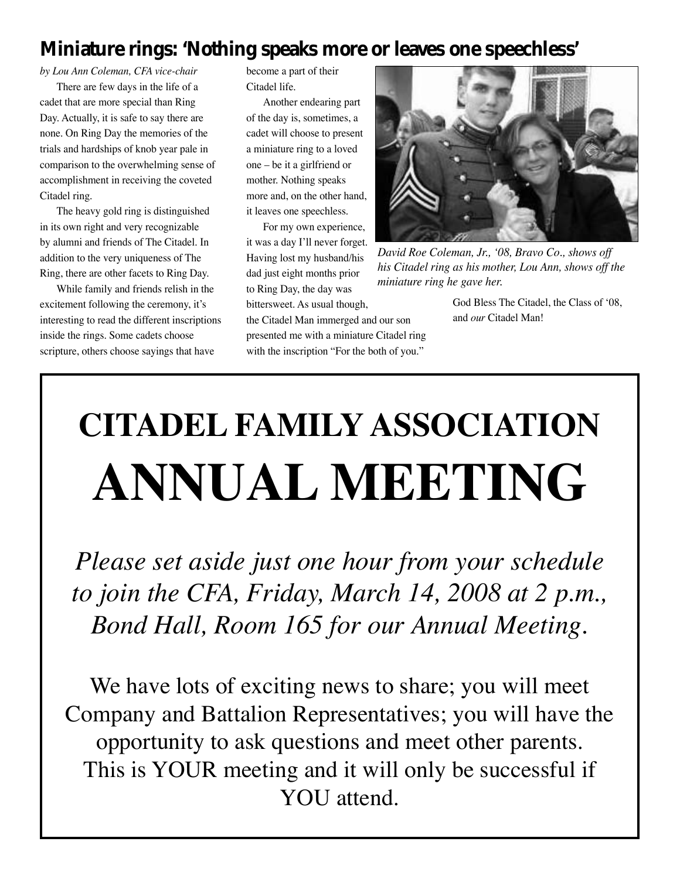## Miniature rings: 'Nothing speaks more or leaves one speechless'

*by Lou Ann Coleman, CFA vice-chair*

There are few days in the life of a cadet that are more special than Ring Day. Actually, it is safe to say there are none. On Ring Day the memories of the trials and hardships of knob year pale in comparison to the overwhelming sense of accomplishment in receiving the coveted Citadel ring.

The heavy gold ring is distinguished in its own right and very recognizable by alumni and friends of The Citadel. In addition to the very uniqueness of The Ring, there are other facets to Ring Day.

While family and friends relish in the excitement following the ceremony, it's interesting to read the different inscriptions inside the rings. Some cadets choose scripture, others choose sayings that have become a part of their Citadel life.

Another endearing part of the day is, sometimes, a cadet will choose to present a miniature ring to a loved one – be it a girlfriend or mother. Nothing speaks more and, on the other hand, it leaves one speechless.

For my own experience, it was a day I'll never forget. Having lost my husband/his dad just eight months prior to Ring Day, the day was bittersweet. As usual though, the Citadel Man immerged and our son presented me with a miniature Citadel ring with the inscription "For the both of you."

*David Roe Coleman, Jr., '08, Bravo Co., shows off his Citadel ring as his mother, Lou Ann, shows off the miniature ring he gave her.*

God Bless The Citadel, the Class of '08, and *our* Citadel Man!

# CITADEL FAMILY ASSOCIATION ANNUAL MEETING

*Please set aside just one hour from your schedule to join the CFA, Friday, March 14, 2008 at 2 p.m., Bond Hall, Room 165 for our Annual Meeting.*

We have lots of exciting news to share; you will meet Company and Battalion Representatives; you will have the opportunity to ask questions and meet other parents. This is YOUR meeting and it will only be successful if YOU attend.